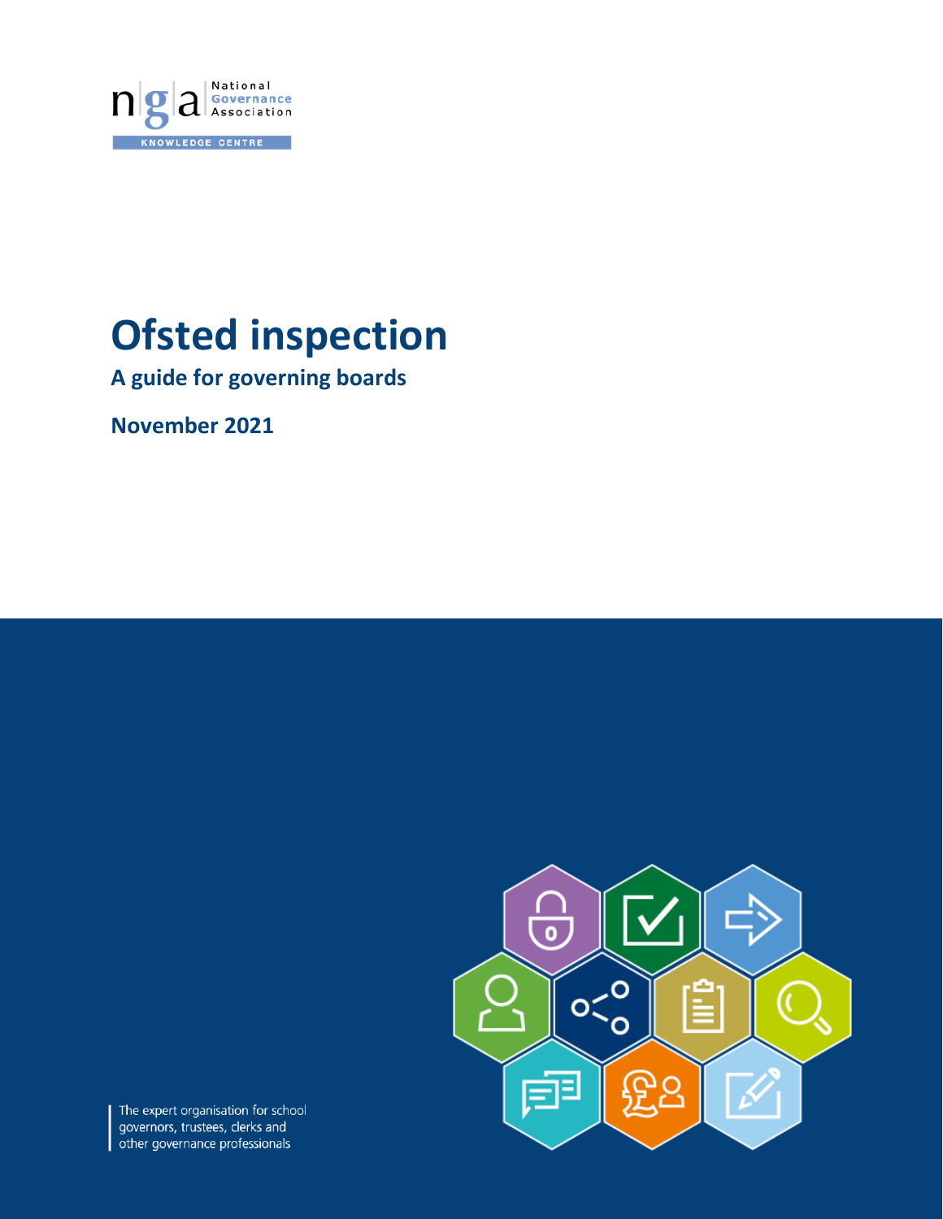nga National Governance Association

KNOWLEDGE CENTRE

# Ofsted inspection

## A guide for governing boards

**November 2021**

The expert organisation for school governors, trustees, clerks and other governance professionals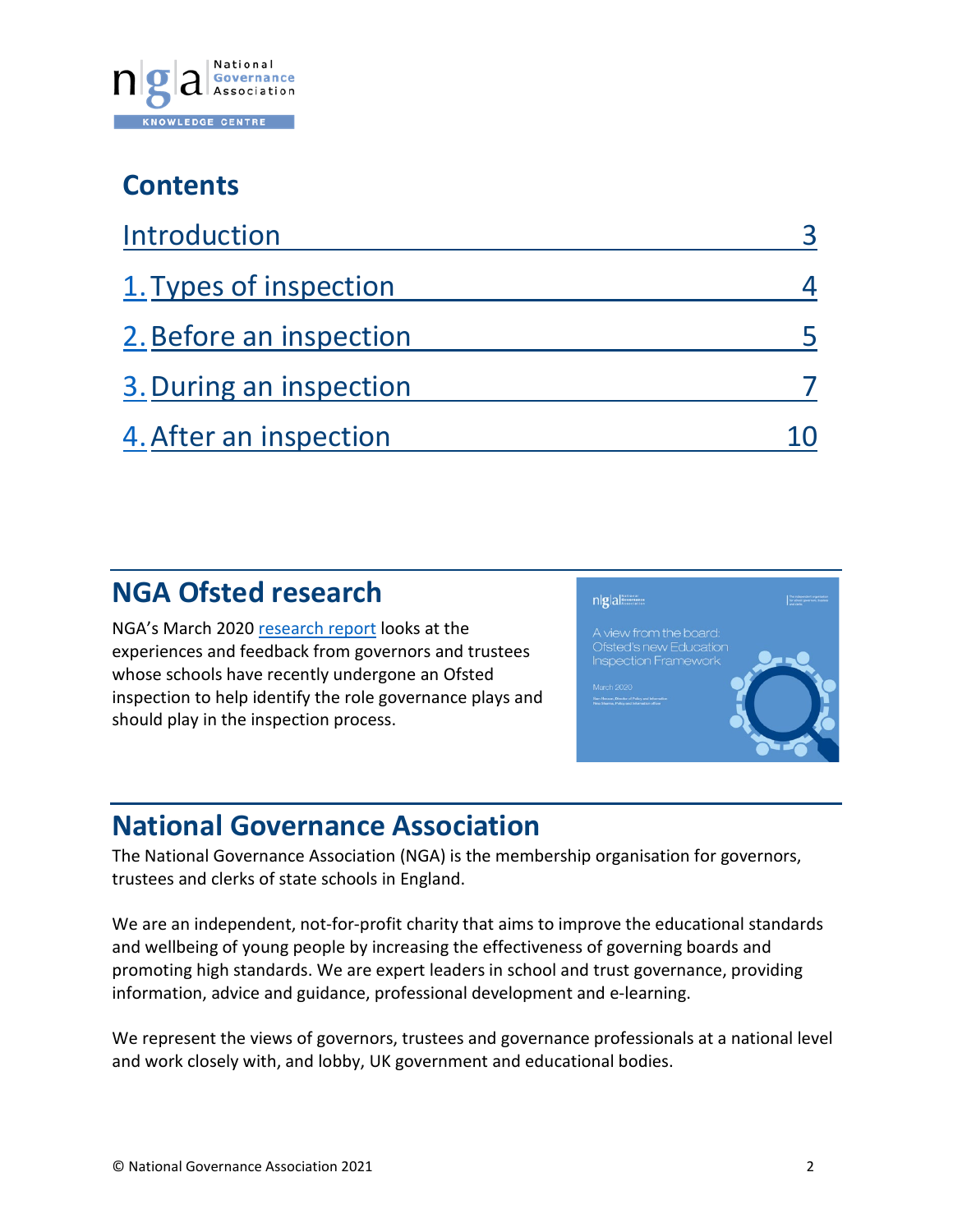## Contents

| | |
|---|---|
| Introduction | 3 |
| 1. Types of inspection | 4 |
| 2. Before an inspection | 5 |
| 3. During an inspection | 7 |
| 4. After an inspection | 10 |

## NGA Ofsted research

NGA's March 2020 research report looks at the experiences and feedback from governors and trustees whose schools have recently undergone an Ofsted inspection to help identify the role governance plays and should play in the inspection process.

## National Governance Association

The National Governance Association (NGA) is the membership organisation for governors, trustees and clerks of state schools in England.

We are an independent, not-for-profit charity that aims to improve the educational standards and wellbeing of young people by increasing the effectiveness of governing boards and promoting high standards. We are expert leaders in school and trust governance, providing information, advice and guidance, professional development and e-learning.

We represent the views of governors, trustees and governance professionals at a national level and work closely with, and lobby, UK government and educational bodies.

© National Governance Association 2021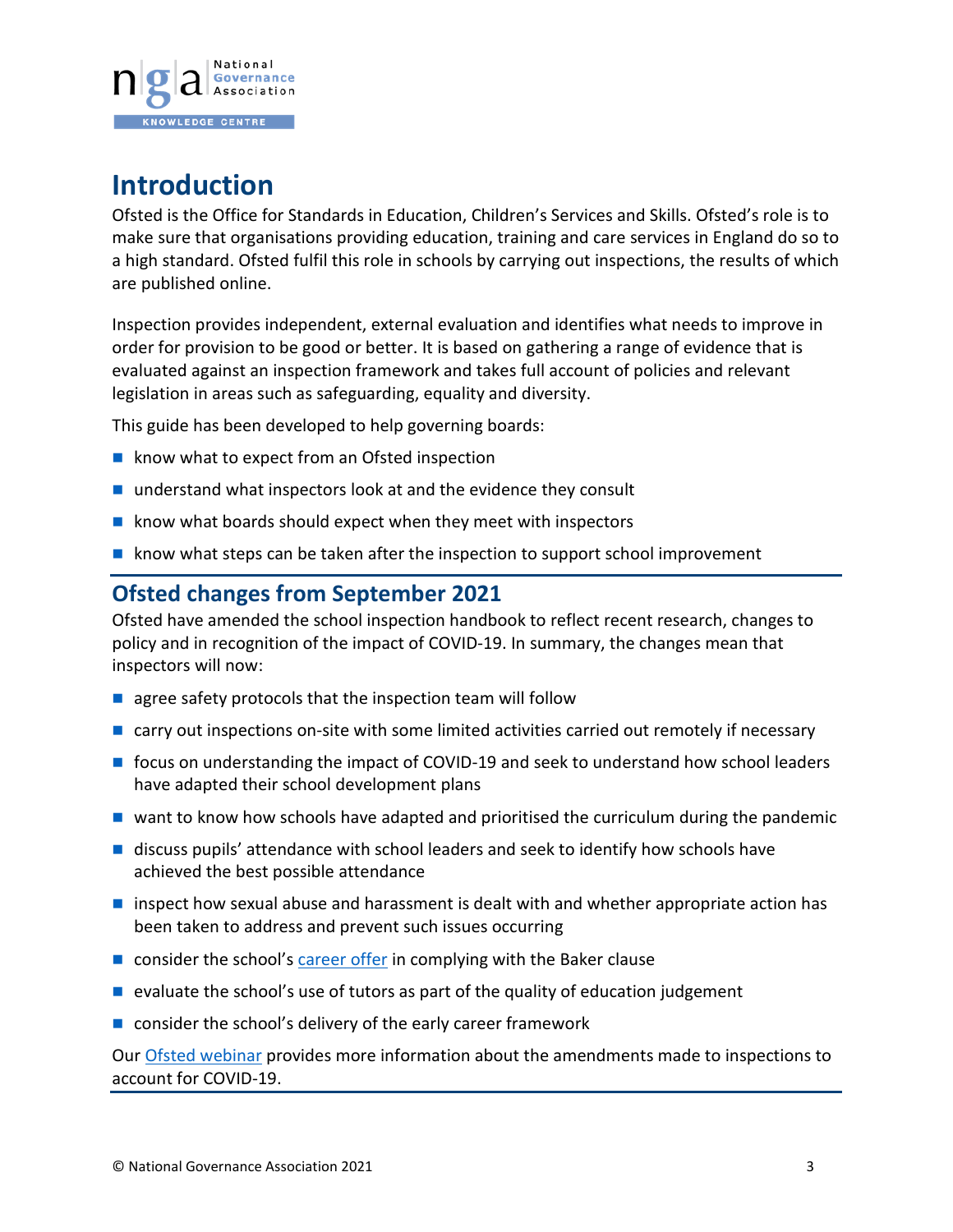## Introduction

Ofsted is the Office for Standards in Education, Children's Services and Skills. Ofsted's role is to make sure that organisations providing education, training and care services in England do so to a high standard. Ofsted fulfil this role in schools by carrying out inspections, the results of which are published online.

Inspection provides independent, external evaluation and identifies what needs to improve in order for provision to be good or better. It is based on gathering a range of evidence that is evaluated against an inspection framework and takes full account of policies and relevant legislation in areas such as safeguarding, equality and diversity.

This guide has been developed to help governing boards:

- know what to expect from an Ofsted inspection
- understand what inspectors look at and the evidence they consult
- know what boards should expect when they meet with inspectors
- know what steps can be taken after the inspection to support school improvement

### Ofsted changes from September 2021

Ofsted have amended the school inspection handbook to reflect recent research, changes to policy and in recognition of the impact of COVID-19. In summary, the changes mean that inspectors will now:

- agree safety protocols that the inspection team will follow
- carry out inspections on-site with some limited activities carried out remotely if necessary
- focus on understanding the impact of COVID-19 and seek to understand how school leaders have adapted their school development plans
- want to know how schools have adapted and prioritised the curriculum during the pandemic
- discuss pupils' attendance with school leaders and seek to identify how schools have achieved the best possible attendance
- inspect how sexual abuse and harassment is dealt with and whether appropriate action has been taken to address and prevent such issues occurring
- consider the school's career offer in complying with the Baker clause
- evaluate the school's use of tutors as part of the quality of education judgement
- consider the school's delivery of the early career framework

Our Ofsted webinar provides more information about the amendments made to inspections to account for COVID-19.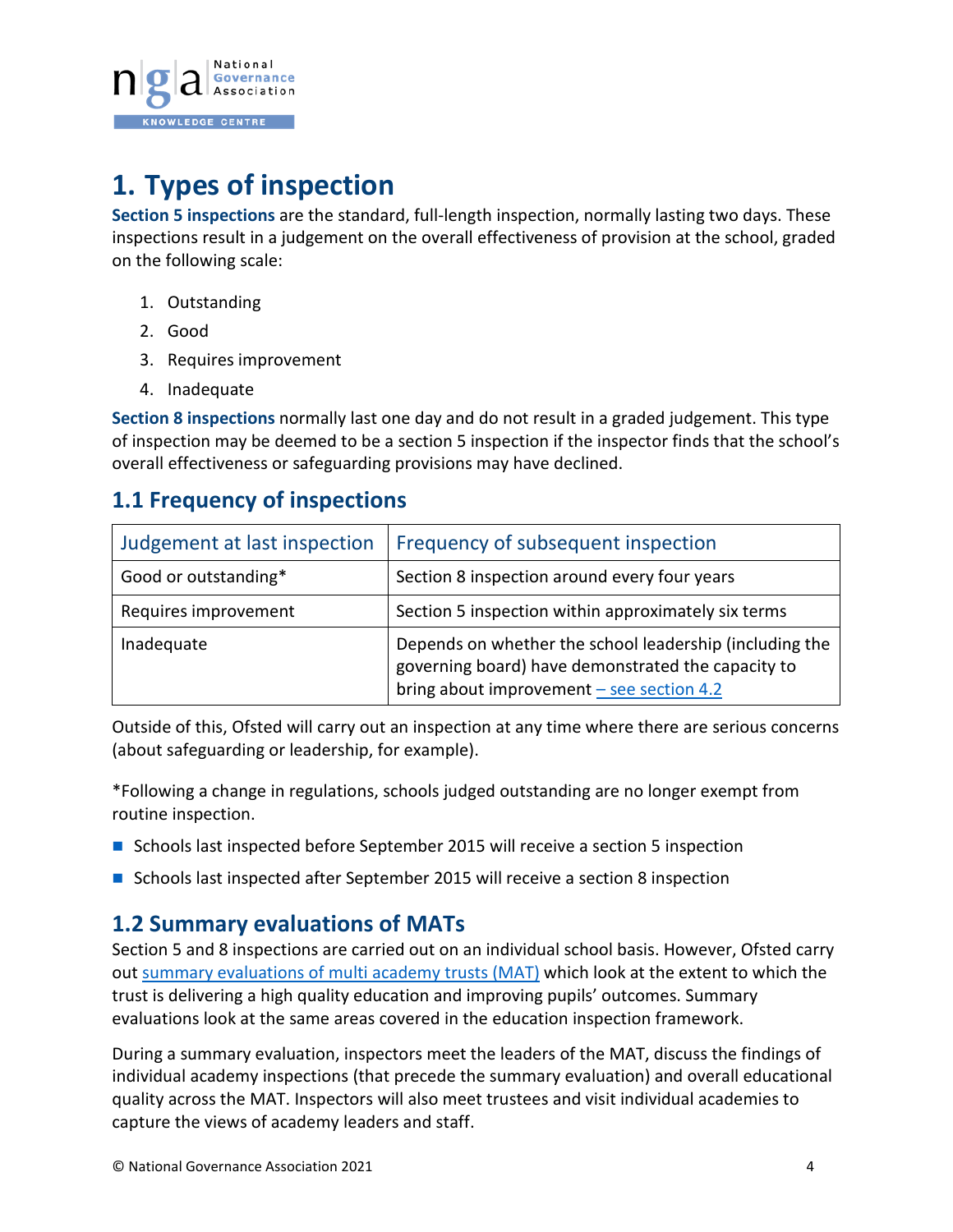# 1. Types of inspection

**Section 5 inspections** are the standard, full-length inspection, normally lasting two days. These inspections result in a judgement on the overall effectiveness of provision at the school, graded on the following scale:

1. Outstanding
2. Good
3. Requires improvement
4. Inadequate

**Section 8 inspections** normally last one day and do not result in a graded judgement. This type of inspection may be deemed to be a section 5 inspection if the inspector finds that the school's overall effectiveness or safeguarding provisions may have declined.

## 1.1 Frequency of inspections

| Judgement at last inspection | Frequency of subsequent inspection |
|---|---|
| Good or outstanding* | Section 8 inspection around every four years |
| Requires improvement | Section 5 inspection within approximately six terms |
| Inadequate | Depends on whether the school leadership (including the governing board) have demonstrated the capacity to bring about improvement – see section 4.2 |

Outside of this, Ofsted will carry out an inspection at any time where there are serious concerns (about safeguarding or leadership, for example).

*Following a change in regulations, schools judged outstanding are no longer exempt from routine inspection.

- Schools last inspected before September 2015 will receive a section 5 inspection
- Schools last inspected after September 2015 will receive a section 8 inspection

## 1.2 Summary evaluations of MATs

Section 5 and 8 inspections are carried out on an individual school basis. However, Ofsted carry out summary evaluations of multi academy trusts (MAT) which look at the extent to which the trust is delivering a high quality education and improving pupils' outcomes. Summary evaluations look at the same areas covered in the education inspection framework.

During a summary evaluation, inspectors meet the leaders of the MAT, discuss the findings of individual academy inspections (that precede the summary evaluation) and overall educational quality across the MAT. Inspectors will also meet trustees and visit individual academies to capture the views of academy leaders and staff.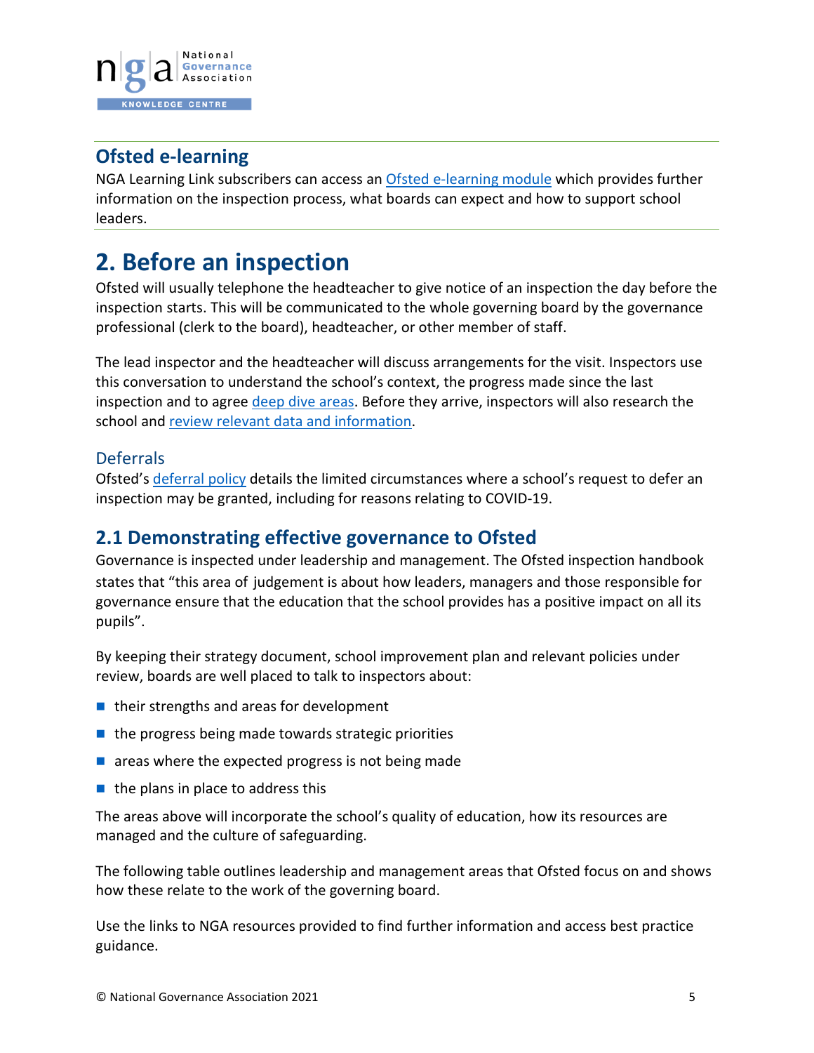## Ofsted e-learning

NGA Learning Link subscribers can access an Ofsted e-learning module which provides further information on the inspection process, what boards can expect and how to support school leaders.

# 2. Before an inspection

Ofsted will usually telephone the headteacher to give notice of an inspection the day before the inspection starts. This will be communicated to the whole governing board by the governance professional (clerk to the board), headteacher, or other member of staff.

The lead inspector and the headteacher will discuss arrangements for the visit. Inspectors use this conversation to understand the school's context, the progress made since the last inspection and to agree deep dive areas. Before they arrive, inspectors will also research the school and review relevant data and information.

### Deferrals

Ofsted's deferral policy details the limited circumstances where a school's request to defer an inspection may be granted, including for reasons relating to COVID-19.

## 2.1 Demonstrating effective governance to Ofsted

Governance is inspected under leadership and management. The Ofsted inspection handbook states that "this area of judgement is about how leaders, managers and those responsible for governance ensure that the education that the school provides has a positive impact on all its pupils".

By keeping their strategy document, school improvement plan and relevant policies under review, boards are well placed to talk to inspectors about:

- their strengths and areas for development
- the progress being made towards strategic priorities
- areas where the expected progress is not being made
- the plans in place to address this

The areas above will incorporate the school's quality of education, how its resources are managed and the culture of safeguarding.

The following table outlines leadership and management areas that Ofsted focus on and shows how these relate to the work of the governing board.

Use the links to NGA resources provided to find further information and access best practice guidance.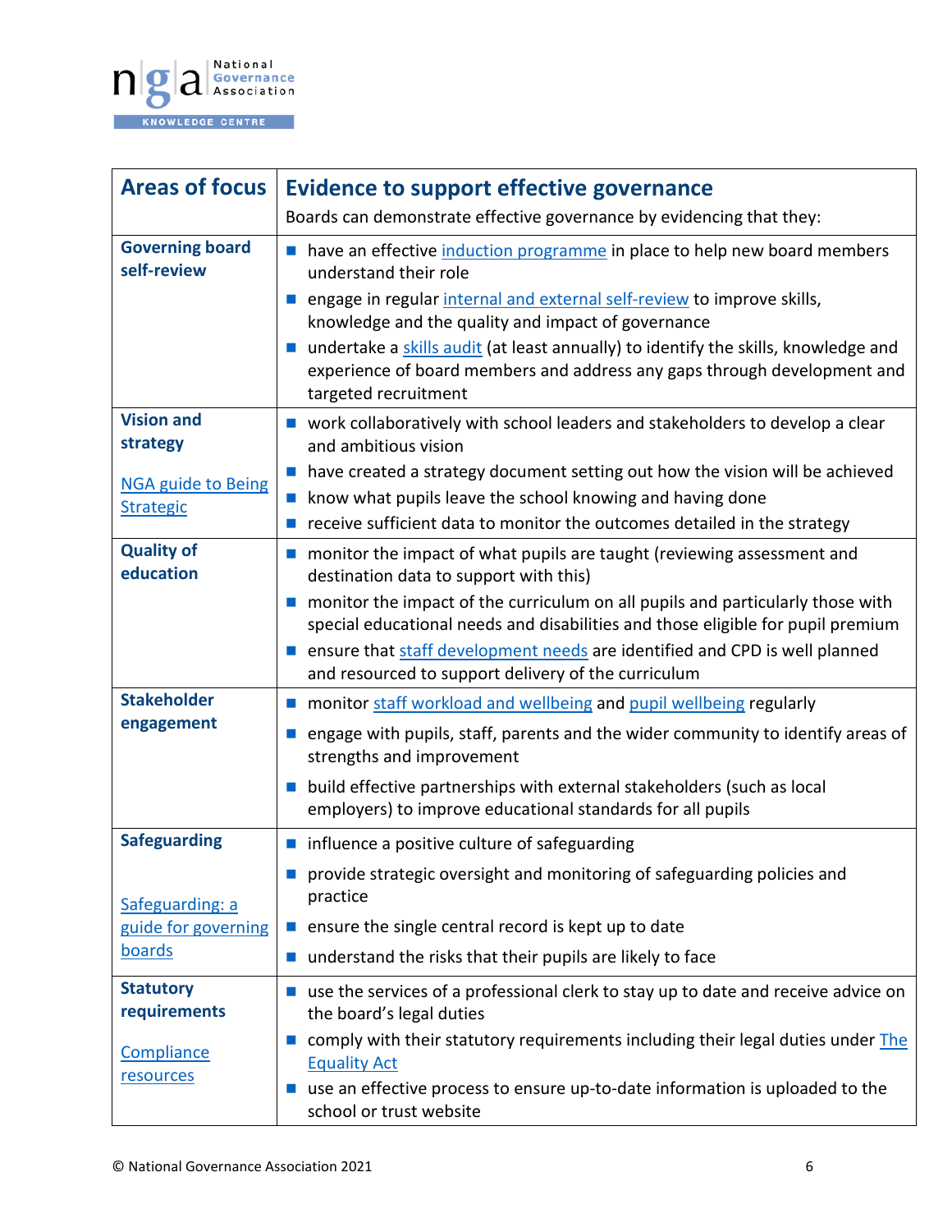| Areas of focus | Evidence to support effective governance<br>Boards can demonstrate effective governance by evidencing that they: |
|---|---|
| **Governing board self-review** | ▪ have an effective induction programme in place to help new board members understand their role<br>▪ engage in regular internal and external self-review to improve skills, knowledge and the quality and impact of governance<br>▪ undertake a skills audit (at least annually) to identify the skills, knowledge and experience of board members and address any gaps through development and targeted recruitment |
| **Vision and strategy**<br><br>NGA guide to Being Strategic | ▪ work collaboratively with school leaders and stakeholders to develop a clear and ambitious vision<br>▪ have created a strategy document setting out how the vision will be achieved<br>▪ know what pupils leave the school knowing and having done<br>▪ receive sufficient data to monitor the outcomes detailed in the strategy |
| **Quality of education** | ▪ monitor the impact of what pupils are taught (reviewing assessment and destination data to support with this)<br>▪ monitor the impact of the curriculum on all pupils and particularly those with special educational needs and disabilities and those eligible for pupil premium<br>▪ ensure that staff development needs are identified and CPD is well planned and resourced to support delivery of the curriculum |
| **Stakeholder engagement** | ▪ monitor staff workload and wellbeing and pupil wellbeing regularly<br>▪ engage with pupils, staff, parents and the wider community to identify areas of strengths and improvement<br>▪ build effective partnerships with external stakeholders (such as local employers) to improve educational standards for all pupils |
| **Safeguarding**<br><br>Safeguarding: a guide for governing boards | ▪ influence a positive culture of safeguarding<br>▪ provide strategic oversight and monitoring of safeguarding policies and practice<br>▪ ensure the single central record is kept up to date<br>▪ understand the risks that their pupils are likely to face |
| **Statutory requirements**<br><br>Compliance resources | ▪ use the services of a professional clerk to stay up to date and receive advice on the board's legal duties<br>▪ comply with their statutory requirements including their legal duties under The Equality Act<br>▪ use an effective process to ensure up-to-date information is uploaded to the school or trust website |

© National Governance Association 2021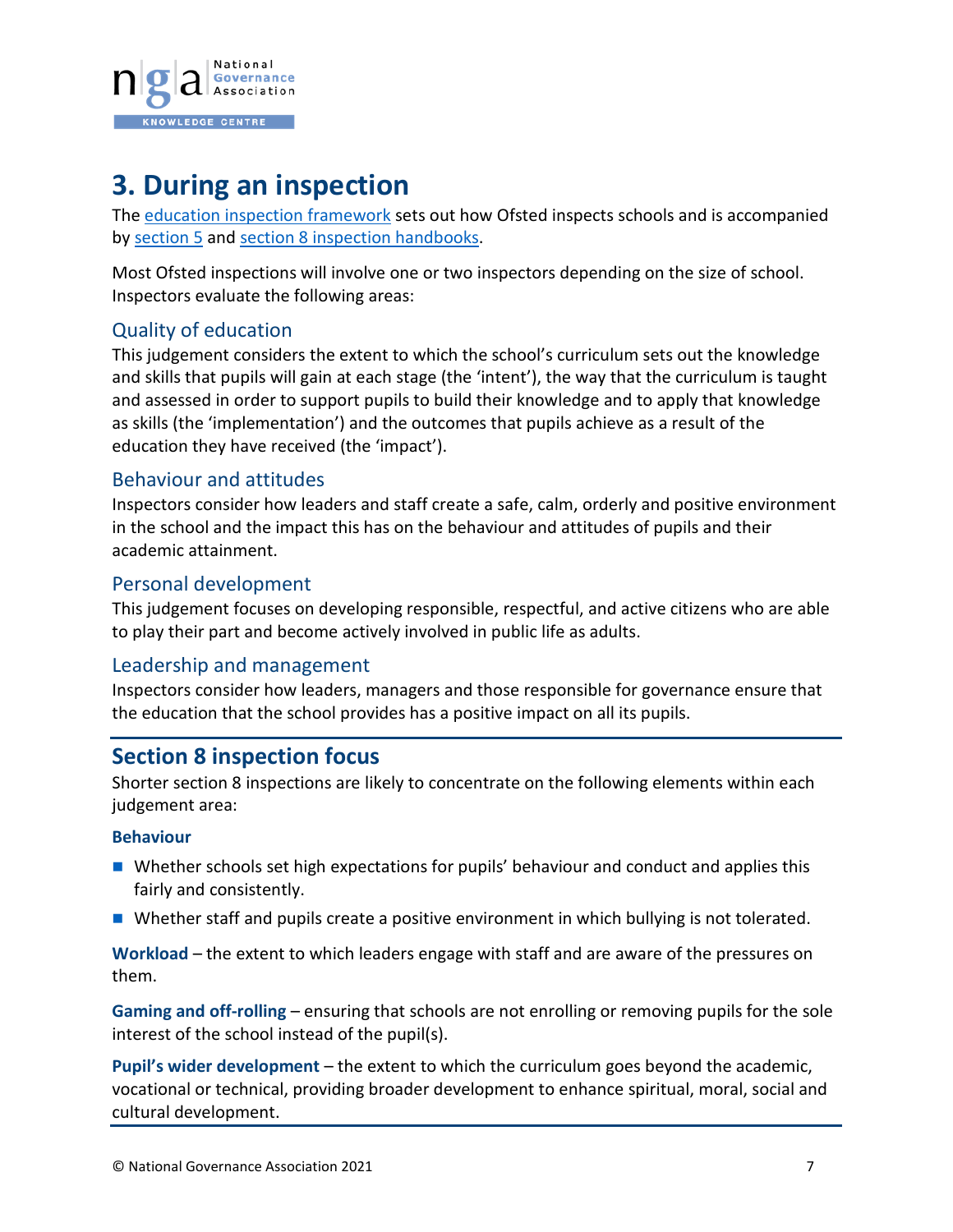# 3. During an inspection

The education inspection framework sets out how Ofsted inspects schools and is accompanied by section 5 and section 8 inspection handbooks.

Most Ofsted inspections will involve one or two inspectors depending on the size of school. Inspectors evaluate the following areas:

### Quality of education

This judgement considers the extent to which the school's curriculum sets out the knowledge and skills that pupils will gain at each stage (the 'intent'), the way that the curriculum is taught and assessed in order to support pupils to build their knowledge and to apply that knowledge as skills (the 'implementation') and the outcomes that pupils achieve as a result of the education they have received (the 'impact').

### Behaviour and attitudes

Inspectors consider how leaders and staff create a safe, calm, orderly and positive environment in the school and the impact this has on the behaviour and attitudes of pupils and their academic attainment.

### Personal development

This judgement focuses on developing responsible, respectful, and active citizens who are able to play their part and become actively involved in public life as adults.

### Leadership and management

Inspectors consider how leaders, managers and those responsible for governance ensure that the education that the school provides has a positive impact on all its pupils.

## Section 8 inspection focus

Shorter section 8 inspections are likely to concentrate on the following elements within each judgement area:

**Behaviour**

- Whether schools set high expectations for pupils' behaviour and conduct and applies this fairly and consistently.
- Whether staff and pupils create a positive environment in which bullying is not tolerated.

**Workload** – the extent to which leaders engage with staff and are aware of the pressures on them.

**Gaming and off-rolling** – ensuring that schools are not enrolling or removing pupils for the sole interest of the school instead of the pupil(s).

**Pupil's wider development** – the extent to which the curriculum goes beyond the academic, vocational or technical, providing broader development to enhance spiritual, moral, social and cultural development.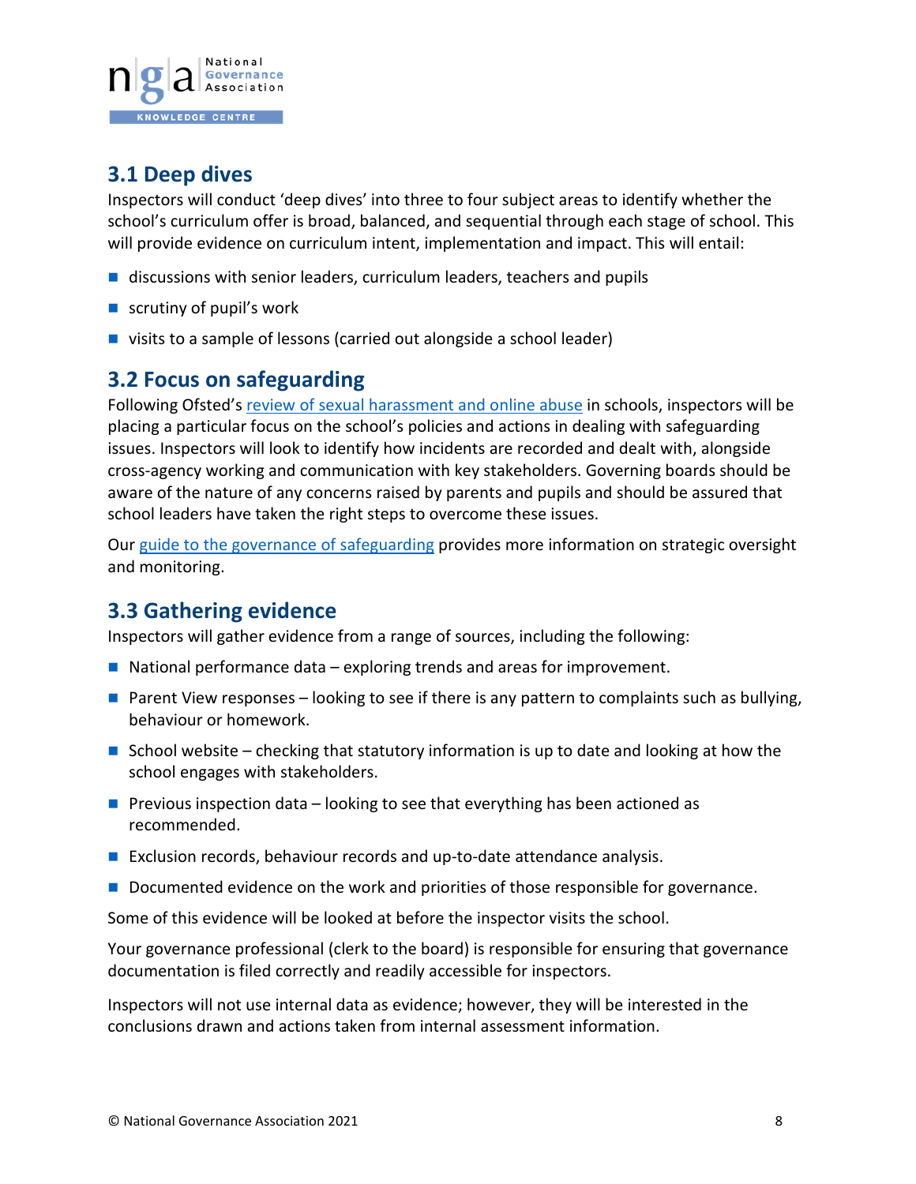### 3.1 Deep dives

Inspectors will conduct 'deep dives' into three to four subject areas to identify whether the school's curriculum offer is broad, balanced, and sequential through each stage of school. This will provide evidence on curriculum intent, implementation and impact. This will entail:

- discussions with senior leaders, curriculum leaders, teachers and pupils
- scrutiny of pupil's work
- visits to a sample of lessons (carried out alongside a school leader)

### 3.2 Focus on safeguarding

Following Ofsted's [review of sexual harassment and online abuse]() in schools, inspectors will be placing a particular focus on the school's policies and actions in dealing with safeguarding issues. Inspectors will look to identify how incidents are recorded and dealt with, alongside cross-agency working and communication with key stakeholders. Governing boards should be aware of the nature of any concerns raised by parents and pupils and should be assured that school leaders have taken the right steps to overcome these issues.

Our [guide to the governance of safeguarding]() provides more information on strategic oversight and monitoring.

### 3.3 Gathering evidence

Inspectors will gather evidence from a range of sources, including the following:

- National performance data – exploring trends and areas for improvement.
- Parent View responses – looking to see if there is any pattern to complaints such as bullying, behaviour or homework.
- School website – checking that statutory information is up to date and looking at how the school engages with stakeholders.
- Previous inspection data – looking to see that everything has been actioned as recommended.
- Exclusion records, behaviour records and up-to-date attendance analysis.
- Documented evidence on the work and priorities of those responsible for governance.

Some of this evidence will be looked at before the inspector visits the school.

Your governance professional (clerk to the board) is responsible for ensuring that governance documentation is filed correctly and readily accessible for inspectors.

Inspectors will not use internal data as evidence; however, they will be interested in the conclusions drawn and actions taken from internal assessment information.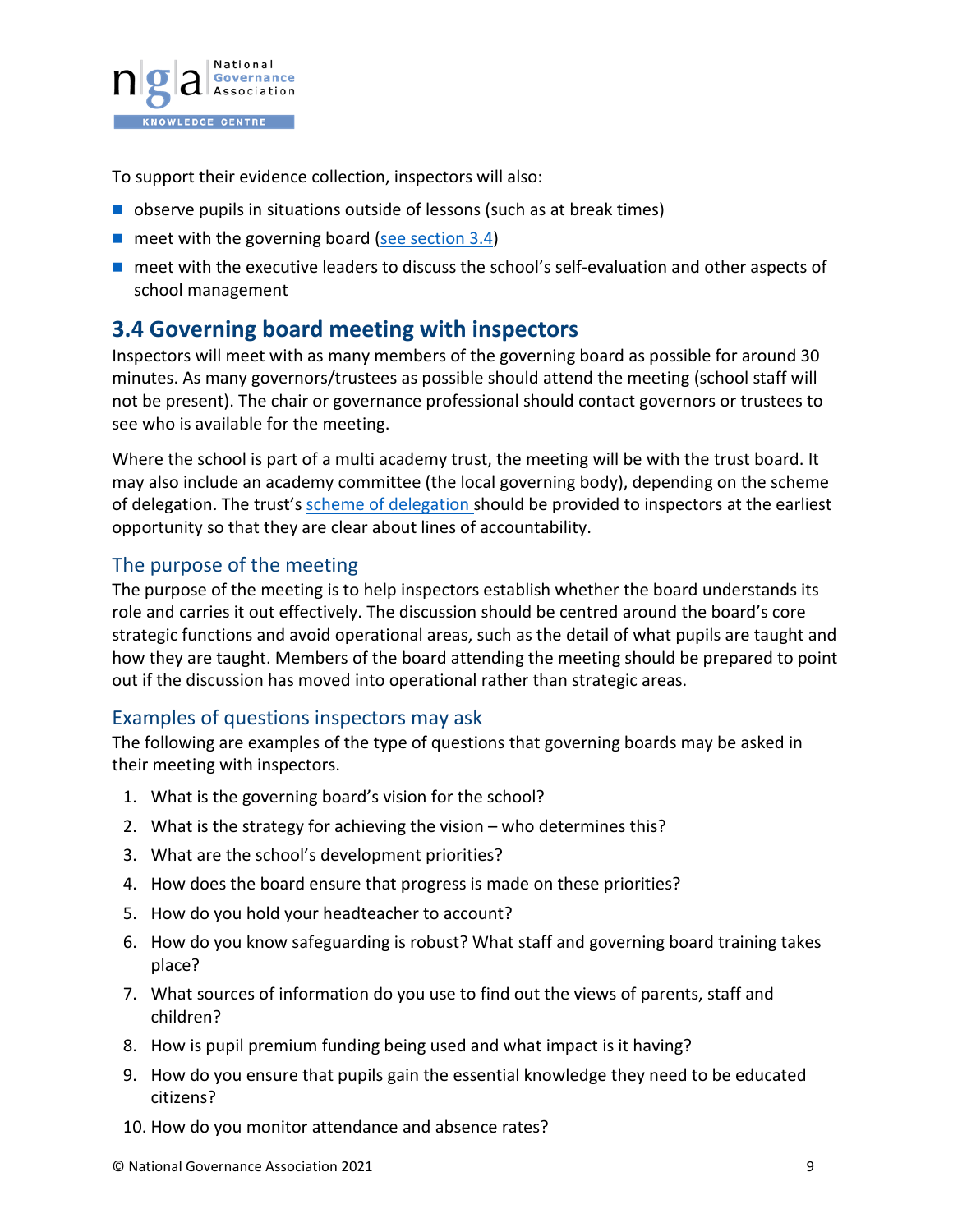To support their evidence collection, inspectors will also:

- observe pupils in situations outside of lessons (such as at break times)
- meet with the governing board (see section 3.4)
- meet with the executive leaders to discuss the school's self-evaluation and other aspects of school management

## 3.4 Governing board meeting with inspectors

Inspectors will meet with as many members of the governing board as possible for around 30 minutes. As many governors/trustees as possible should attend the meeting (school staff will not be present). The chair or governance professional should contact governors or trustees to see who is available for the meeting.

Where the school is part of a multi academy trust, the meeting will be with the trust board. It may also include an academy committee (the local governing body), depending on the scheme of delegation. The trust's scheme of delegation should be provided to inspectors at the earliest opportunity so that they are clear about lines of accountability.

### The purpose of the meeting

The purpose of the meeting is to help inspectors establish whether the board understands its role and carries it out effectively. The discussion should be centred around the board's core strategic functions and avoid operational areas, such as the detail of what pupils are taught and how they are taught. Members of the board attending the meeting should be prepared to point out if the discussion has moved into operational rather than strategic areas.

### Examples of questions inspectors may ask

The following are examples of the type of questions that governing boards may be asked in their meeting with inspectors.

1. What is the governing board's vision for the school?
2. What is the strategy for achieving the vision – who determines this?
3. What are the school's development priorities?
4. How does the board ensure that progress is made on these priorities?
5. How do you hold your headteacher to account?
6. How do you know safeguarding is robust? What staff and governing board training takes place?
7. What sources of information do you use to find out the views of parents, staff and children?
8. How is pupil premium funding being used and what impact is it having?
9. How do you ensure that pupils gain the essential knowledge they need to be educated citizens?
10. How do you monitor attendance and absence rates?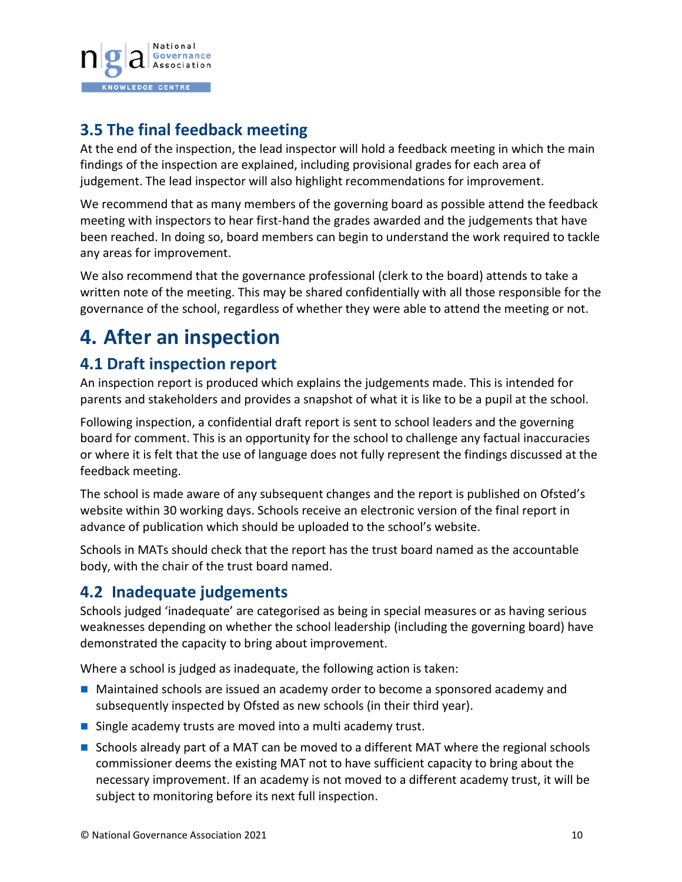### 3.5 The final feedback meeting

At the end of the inspection, the lead inspector will hold a feedback meeting in which the main findings of the inspection are explained, including provisional grades for each area of judgement. The lead inspector will also highlight recommendations for improvement.

We recommend that as many members of the governing board as possible attend the feedback meeting with inspectors to hear first-hand the grades awarded and the judgements that have been reached. In doing so, board members can begin to understand the work required to tackle any areas for improvement.

We also recommend that the governance professional (clerk to the board) attends to take a written note of the meeting. This may be shared confidentially with all those responsible for the governance of the school, regardless of whether they were able to attend the meeting or not.

## 4. After an inspection

### 4.1 Draft inspection report

An inspection report is produced which explains the judgements made. This is intended for parents and stakeholders and provides a snapshot of what it is like to be a pupil at the school.

Following inspection, a confidential draft report is sent to school leaders and the governing board for comment. This is an opportunity for the school to challenge any factual inaccuracies or where it is felt that the use of language does not fully represent the findings discussed at the feedback meeting.

The school is made aware of any subsequent changes and the report is published on Ofsted's website within 30 working days. Schools receive an electronic version of the final report in advance of publication which should be uploaded to the school's website.

Schools in MATs should check that the report has the trust board named as the accountable body, with the chair of the trust board named.

### 4.2 Inadequate judgements

Schools judged 'inadequate' are categorised as being in special measures or as having serious weaknesses depending on whether the school leadership (including the governing board) have demonstrated the capacity to bring about improvement.

Where a school is judged as inadequate, the following action is taken:

- Maintained schools are issued an academy order to become a sponsored academy and subsequently inspected by Ofsted as new schools (in their third year).
- Single academy trusts are moved into a multi academy trust.
- Schools already part of a MAT can be moved to a different MAT where the regional schools commissioner deems the existing MAT not to have sufficient capacity to bring about the necessary improvement. If an academy is not moved to a different academy trust, it will be subject to monitoring before its next full inspection.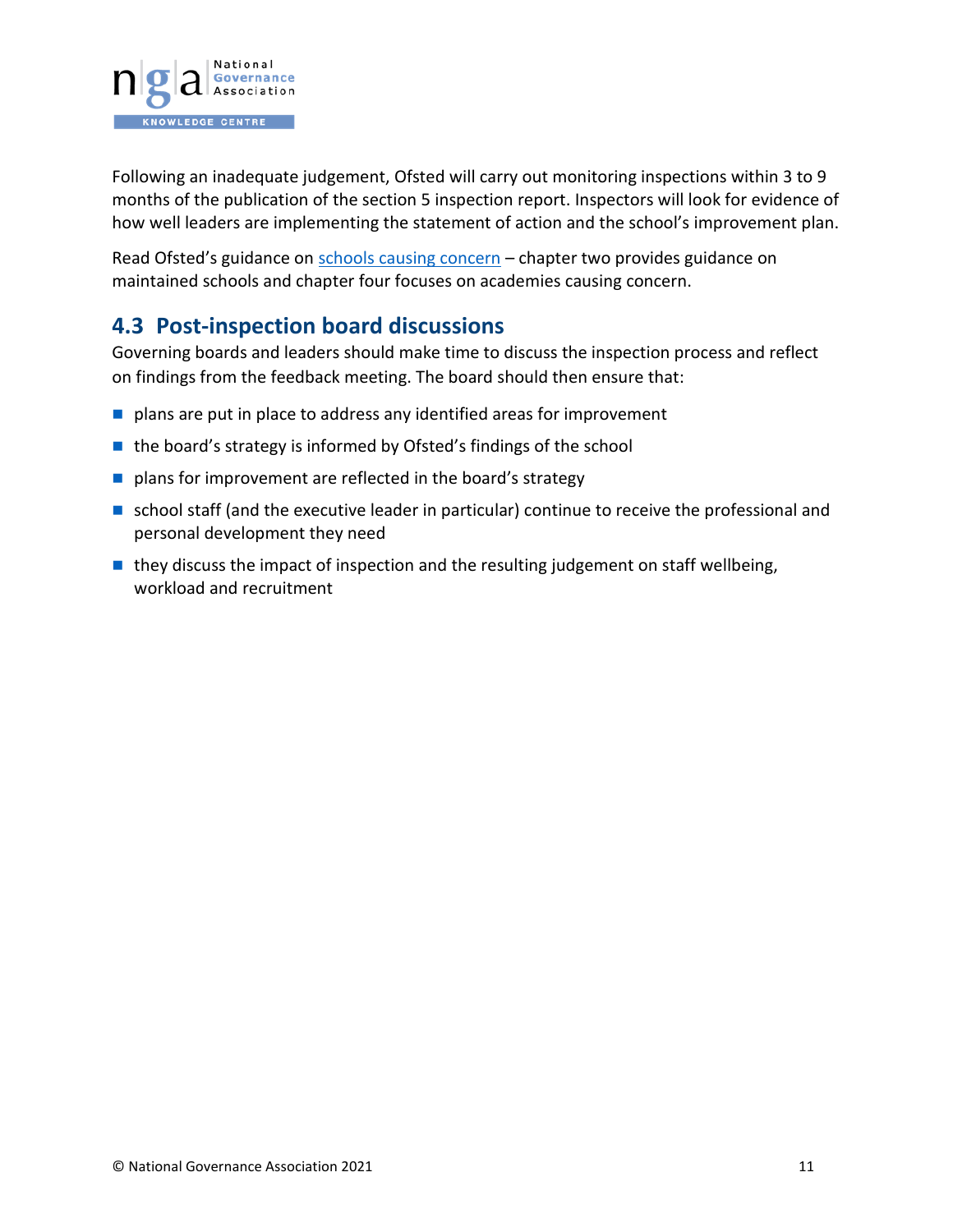Following an inadequate judgement, Ofsted will carry out monitoring inspections within 3 to 9 months of the publication of the section 5 inspection report. Inspectors will look for evidence of how well leaders are implementing the statement of action and the school's improvement plan.

Read Ofsted's guidance on schools causing concern – chapter two provides guidance on maintained schools and chapter four focuses on academies causing concern.

## 4.3 Post-inspection board discussions

Governing boards and leaders should make time to discuss the inspection process and reflect on findings from the feedback meeting. The board should then ensure that:

- plans are put in place to address any identified areas for improvement
- the board's strategy is informed by Ofsted's findings of the school
- plans for improvement are reflected in the board's strategy
- school staff (and the executive leader in particular) continue to receive the professional and personal development they need
- they discuss the impact of inspection and the resulting judgement on staff wellbeing, workload and recruitment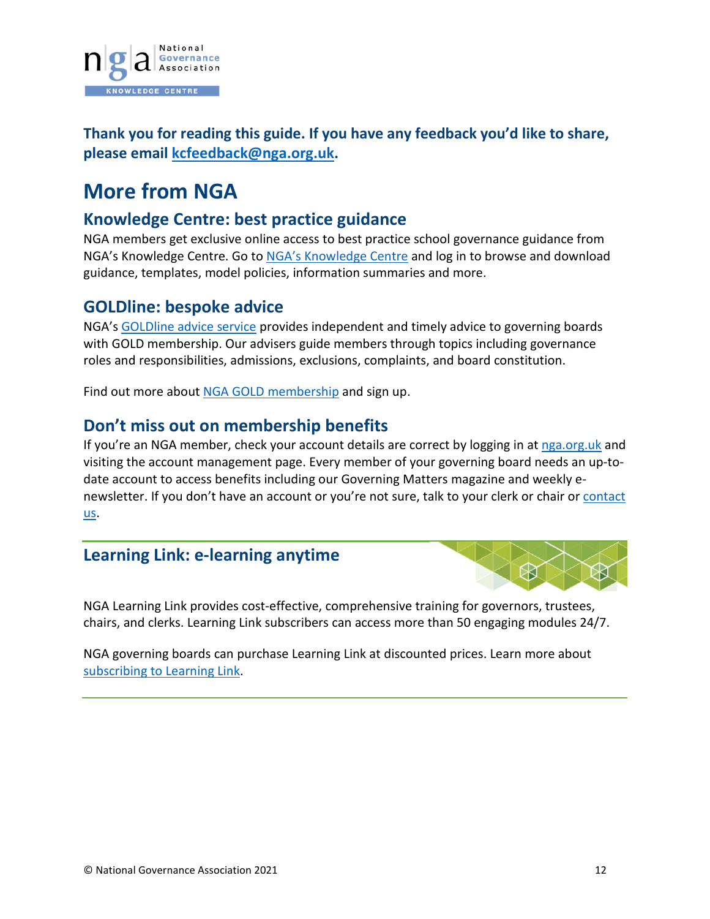**Thank you for reading this guide. If you have any feedback you'd like to share, please email kcfeedback@nga.org.uk.**

# More from NGA

## Knowledge Centre: best practice guidance

NGA members get exclusive online access to best practice school governance guidance from NGA's Knowledge Centre. Go to NGA's Knowledge Centre and log in to browse and download guidance, templates, model policies, information summaries and more.

## GOLDline: bespoke advice

NGA's GOLDline advice service provides independent and timely advice to governing boards with GOLD membership. Our advisers guide members through topics including governance roles and responsibilities, admissions, exclusions, complaints, and board constitution.

Find out more about NGA GOLD membership and sign up.

## Don't miss out on membership benefits

If you're an NGA member, check your account details are correct by logging in at nga.org.uk and visiting the account management page. Every member of your governing board needs an up-to-date account to access benefits including our Governing Matters magazine and weekly e-newsletter. If you don't have an account or you're not sure, talk to your clerk or chair or contact us.

## Learning Link: e-learning anytime

NGA Learning Link provides cost-effective, comprehensive training for governors, trustees, chairs, and clerks. Learning Link subscribers can access more than 50 engaging modules 24/7.

NGA governing boards can purchase Learning Link at discounted prices. Learn more about subscribing to Learning Link.

© National Governance Association 2021